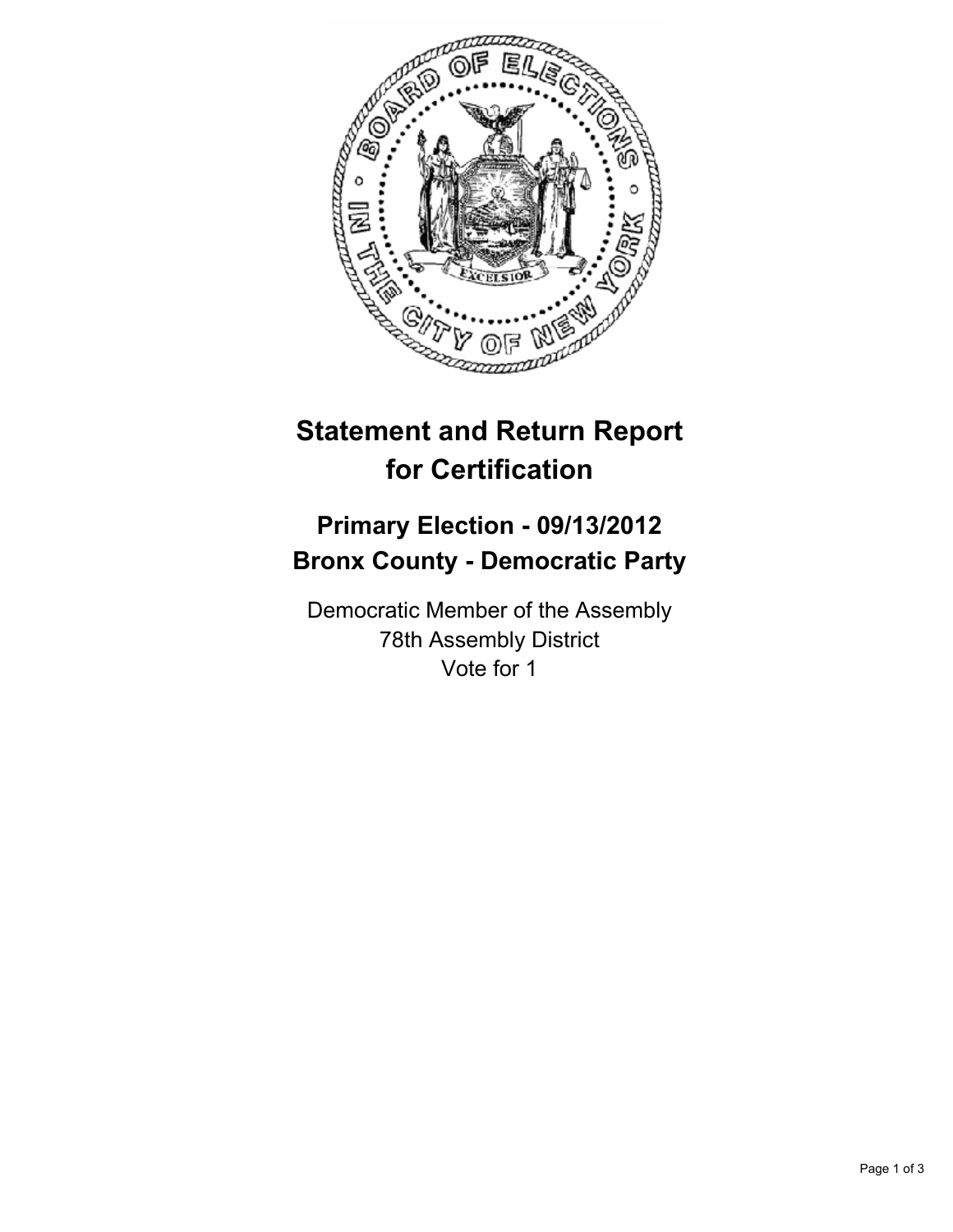# Statement and Return Report for Certification

## Primary Election - 09/13/2012
## Bronx County - Democratic Party

Democratic Member of the Assembly
78th Assembly District
Vote for 1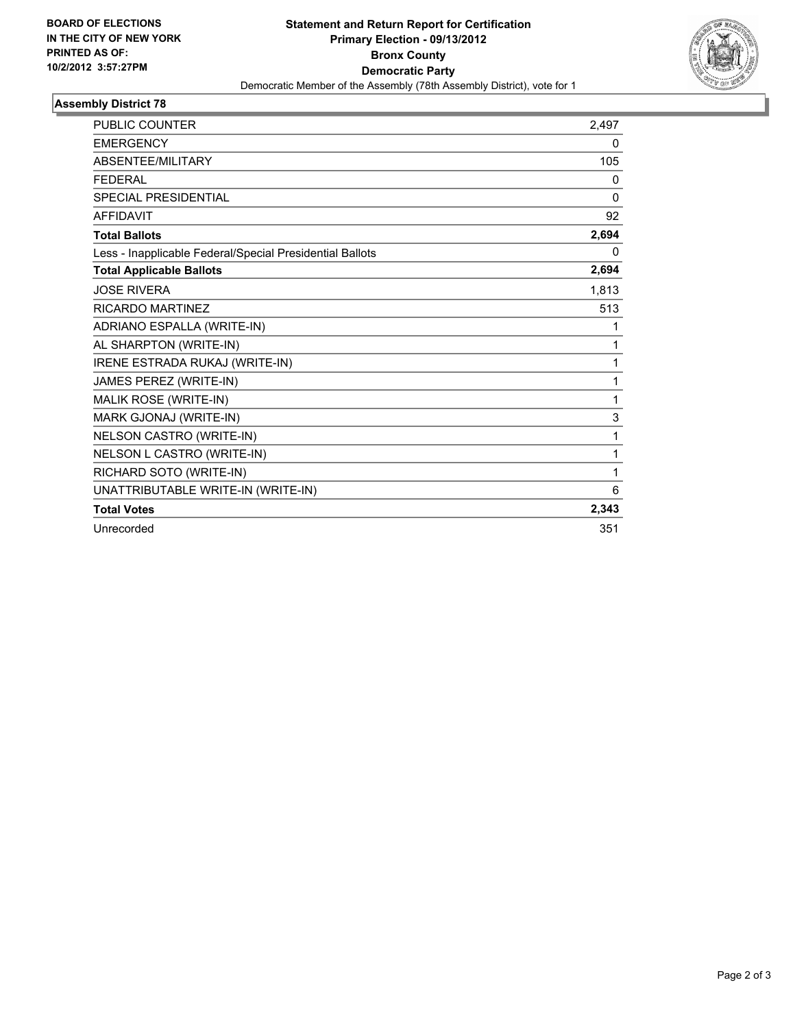**BOARD OF ELECTIONS IN THE CITY OF NEW YORK PRINTED AS OF: 10/2/2012 3:57:27PM**

# Statement and Return Report for Certification
## Primary Election - 09/13/2012
## Bronx County
## Democratic Party

Democratic Member of the Assembly (78th Assembly District), vote for 1

### Assembly District 78

| | |
|---|---|
| PUBLIC COUNTER | 2,497 |
| EMERGENCY | 0 |
| ABSENTEE/MILITARY | 105 |
| FEDERAL | 0 |
| SPECIAL PRESIDENTIAL | 0 |
| AFFIDAVIT | 92 |
| **Total Ballots** | **2,694** |
| Less - Inapplicable Federal/Special Presidential Ballots | 0 |
| **Total Applicable Ballots** | **2,694** |
| JOSE RIVERA | 1,813 |
| RICARDO MARTINEZ | 513 |
| ADRIANO ESPALLA (WRITE-IN) | 1 |
| AL SHARPTON (WRITE-IN) | 1 |
| IRENE ESTRADA RUKAJ (WRITE-IN) | 1 |
| JAMES PEREZ (WRITE-IN) | 1 |
| MALIK ROSE (WRITE-IN) | 1 |
| MARK GJONAJ (WRITE-IN) | 3 |
| NELSON CASTRO (WRITE-IN) | 1 |
| NELSON L CASTRO (WRITE-IN) | 1 |
| RICHARD SOTO (WRITE-IN) | 1 |
| UNATTRIBUTABLE WRITE-IN (WRITE-IN) | 6 |
| **Total Votes** | **2,343** |
| Unrecorded | 351 |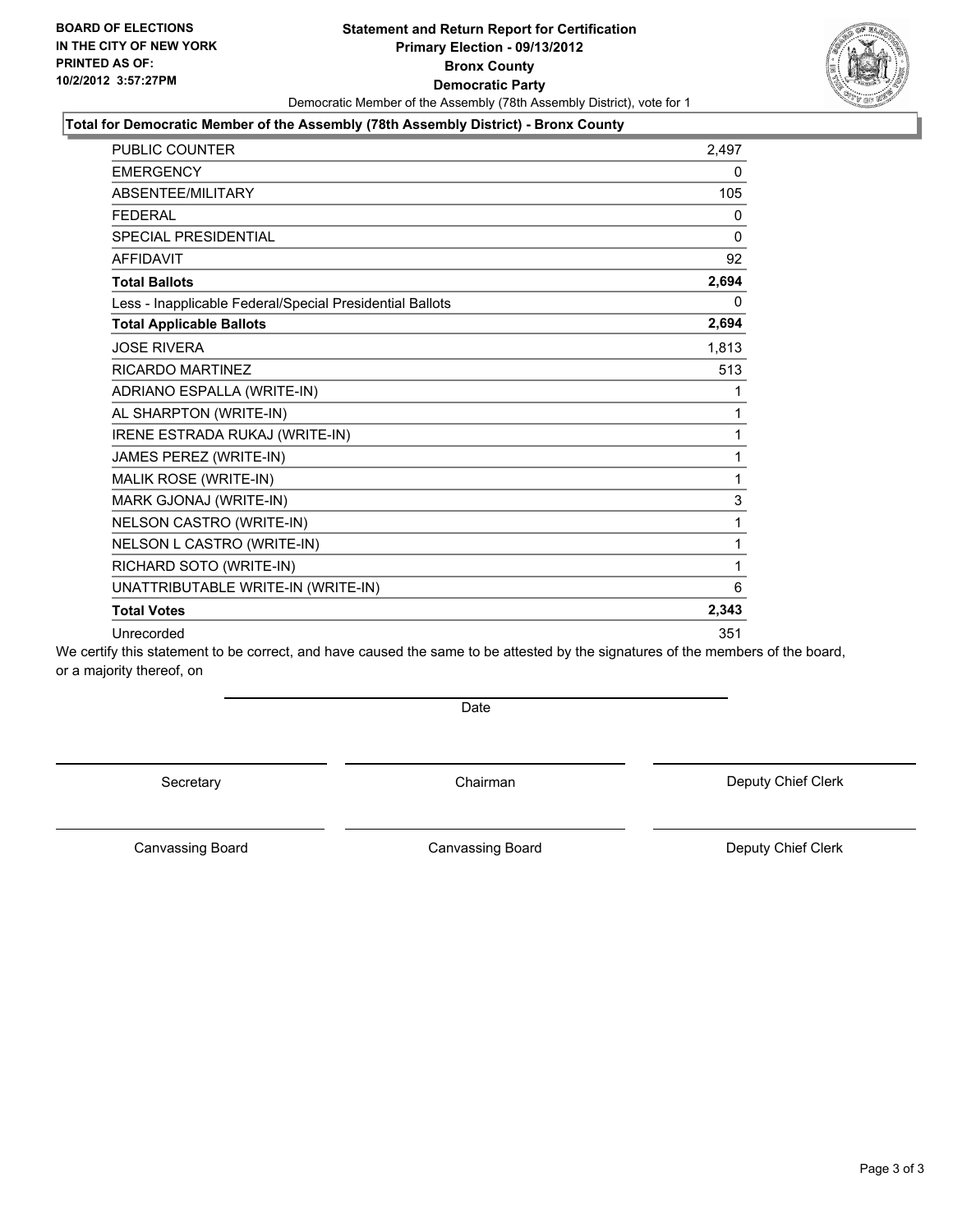**BOARD OF ELECTIONS IN THE CITY OF NEW YORK PRINTED AS OF: 10/2/2012 3:57:27PM**

**Statement and Return Report for Certification**
**Primary Election - 09/13/2012**
**Bronx County**
**Democratic Party**
Democratic Member of the Assembly (78th Assembly District), vote for 1

**Total for Democratic Member of the Assembly (78th Assembly District) - Bronx County**

| | |
|---|---|
| PUBLIC COUNTER | 2,497 |
| EMERGENCY | 0 |
| ABSENTEE/MILITARY | 105 |
| FEDERAL | 0 |
| SPECIAL PRESIDENTIAL | 0 |
| AFFIDAVIT | 92 |
| **Total Ballots** | **2,694** |
| Less - Inapplicable Federal/Special Presidential Ballots | 0 |
| **Total Applicable Ballots** | **2,694** |
| JOSE RIVERA | 1,813 |
| RICARDO MARTINEZ | 513 |
| ADRIANO ESPALLA (WRITE-IN) | 1 |
| AL SHARPTON (WRITE-IN) | 1 |
| IRENE ESTRADA RUKAJ (WRITE-IN) | 1 |
| JAMES PEREZ (WRITE-IN) | 1 |
| MALIK ROSE (WRITE-IN) | 1 |
| MARK GJONAJ (WRITE-IN) | 3 |
| NELSON CASTRO (WRITE-IN) | 1 |
| NELSON L CASTRO (WRITE-IN) | 1 |
| RICHARD SOTO (WRITE-IN) | 1 |
| UNATTRIBUTABLE WRITE-IN (WRITE-IN) | 6 |
| **Total Votes** | **2,343** |
| Unrecorded | 351 |

We certify this statement to be correct, and have caused the same to be attested by the signatures of the members of the board, or a majority thereof, on

Date

Secretary | Chairman | Deputy Chief Clerk

Canvassing Board | Canvassing Board | Deputy Chief Clerk